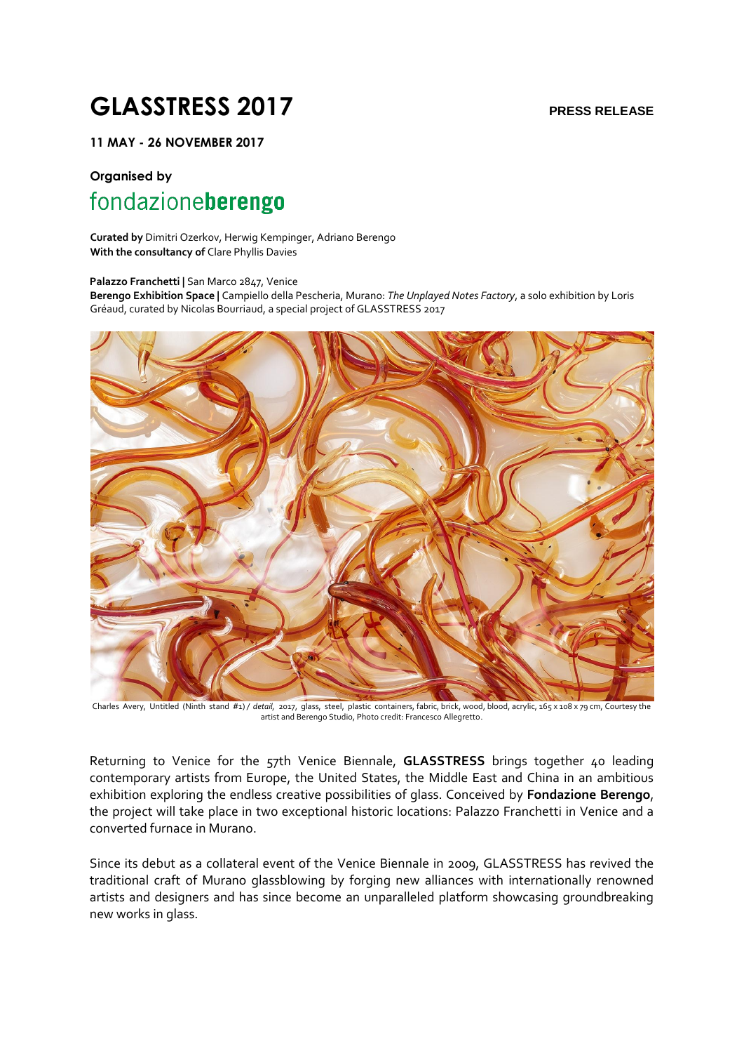# GLASSTRESS 2017

**PRESS RELEASE**

**11 MAY - 26 NOVEMBER 2017**

**Organised by**

fondazione**berengo**

**Curated by** Dimitri Ozerkov, Herwig Kempinger, Adriano Berengo
**With the consultancy of** Clare Phyllis Davies

**Palazzo Franchetti |** San Marco 2847, Venice
**Berengo Exhibition Space |** Campiello della Pescheria, Murano: *The Unplayed Notes Factory*, a solo exhibition by Loris Gréaud, curated by Nicolas Bourriaud, a special project of GLASSTRESS 2017

Charles Avery, Untitled (Ninth stand #1) / *detail*, 2017, glass, steel, plastic containers, fabric, brick, wood, blood, acrylic, 165 x 108 x 79 cm, Courtesy the artist and Berengo Studio, Photo credit: Francesco Allegretto.

Returning to Venice for the 57th Venice Biennale, **GLASSTRESS** brings together 40 leading contemporary artists from Europe, the United States, the Middle East and China in an ambitious exhibition exploring the endless creative possibilities of glass. Conceived by **Fondazione Berengo**, the project will take place in two exceptional historic locations: Palazzo Franchetti in Venice and a converted furnace in Murano.

Since its debut as a collateral event of the Venice Biennale in 2009, GLASSTRESS has revived the traditional craft of Murano glassblowing by forging new alliances with internationally renowned artists and designers and has since become an unparalleled platform showcasing groundbreaking new works in glass.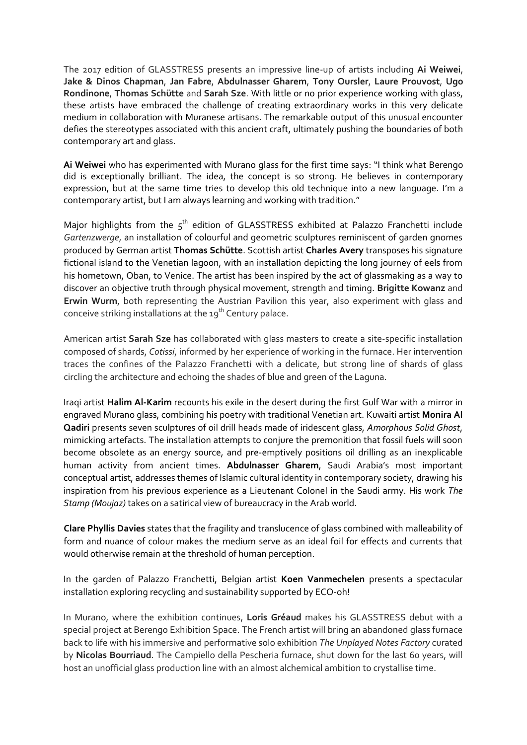The 2017 edition of GLASSTRESS presents an impressive line-up of artists including **Ai Weiwei**, **Jake & Dinos Chapman**, **Jan Fabre**, **Abdulnasser Gharem**, **Tony Oursler**, **Laure Prouvost**, **Ugo Rondinone**, **Thomas Schütte** and **Sarah Sze**. With little or no prior experience working with glass, these artists have embraced the challenge of creating extraordinary works in this very delicate medium in collaboration with Muranese artisans. The remarkable output of this unusual encounter defies the stereotypes associated with this ancient craft, ultimately pushing the boundaries of both contemporary art and glass.

**Ai Weiwei** who has experimented with Murano glass for the first time says: "I think what Berengo did is exceptionally brilliant. The idea, the concept is so strong. He believes in contemporary expression, but at the same time tries to develop this old technique into a new language. I'm a contemporary artist, but I am always learning and working with tradition."

Major highlights from the 5th edition of GLASSTRESS exhibited at Palazzo Franchetti include *Gartenzwerge*, an installation of colourful and geometric sculptures reminiscent of garden gnomes produced by German artist **Thomas Schütte**. Scottish artist **Charles Avery** transposes his signature fictional island to the Venetian lagoon, with an installation depicting the long journey of eels from his hometown, Oban, to Venice. The artist has been inspired by the act of glassmaking as a way to discover an objective truth through physical movement, strength and timing. **Brigitte Kowanz** and **Erwin Wurm**, both representing the Austrian Pavilion this year, also experiment with glass and conceive striking installations at the 19th Century palace.

American artist **Sarah Sze** has collaborated with glass masters to create a site-specific installation composed of shards, *Cotissi*, informed by her experience of working in the furnace. Her intervention traces the confines of the Palazzo Franchetti with a delicate, but strong line of shards of glass circling the architecture and echoing the shades of blue and green of the Laguna.

Iraqi artist **Halim Al-Karim** recounts his exile in the desert during the first Gulf War with a mirror in engraved Murano glass, combining his poetry with traditional Venetian art. Kuwaiti artist **Monira Al Qadiri** presents seven sculptures of oil drill heads made of iridescent glass, *Amorphous Solid Ghost*, mimicking artefacts. The installation attempts to conjure the premonition that fossil fuels will soon become obsolete as an energy source, and pre-emptively positions oil drilling as an inexplicable human activity from ancient times. **Abdulnasser Gharem**, Saudi Arabia's most important conceptual artist, addresses themes of Islamic cultural identity in contemporary society, drawing his inspiration from his previous experience as a Lieutenant Colonel in the Saudi army. His work *The Stamp (Moujaz)* takes on a satirical view of bureaucracy in the Arab world.

**Clare Phyllis Davies** states that the fragility and translucence of glass combined with malleability of form and nuance of colour makes the medium serve as an ideal foil for effects and currents that would otherwise remain at the threshold of human perception.

In the garden of Palazzo Franchetti, Belgian artist **Koen Vanmechelen** presents a spectacular installation exploring recycling and sustainability supported by ECO-oh!

In Murano, where the exhibition continues, **Loris Gréaud** makes his GLASSTRESS debut with a special project at Berengo Exhibition Space. The French artist will bring an abandoned glass furnace back to life with his immersive and performative solo exhibition *The Unplayed Notes Factory* curated by **Nicolas Bourriaud**. The Campiello della Pescheria furnace, shut down for the last 60 years, will host an unofficial glass production line with an almost alchemical ambition to crystallise time.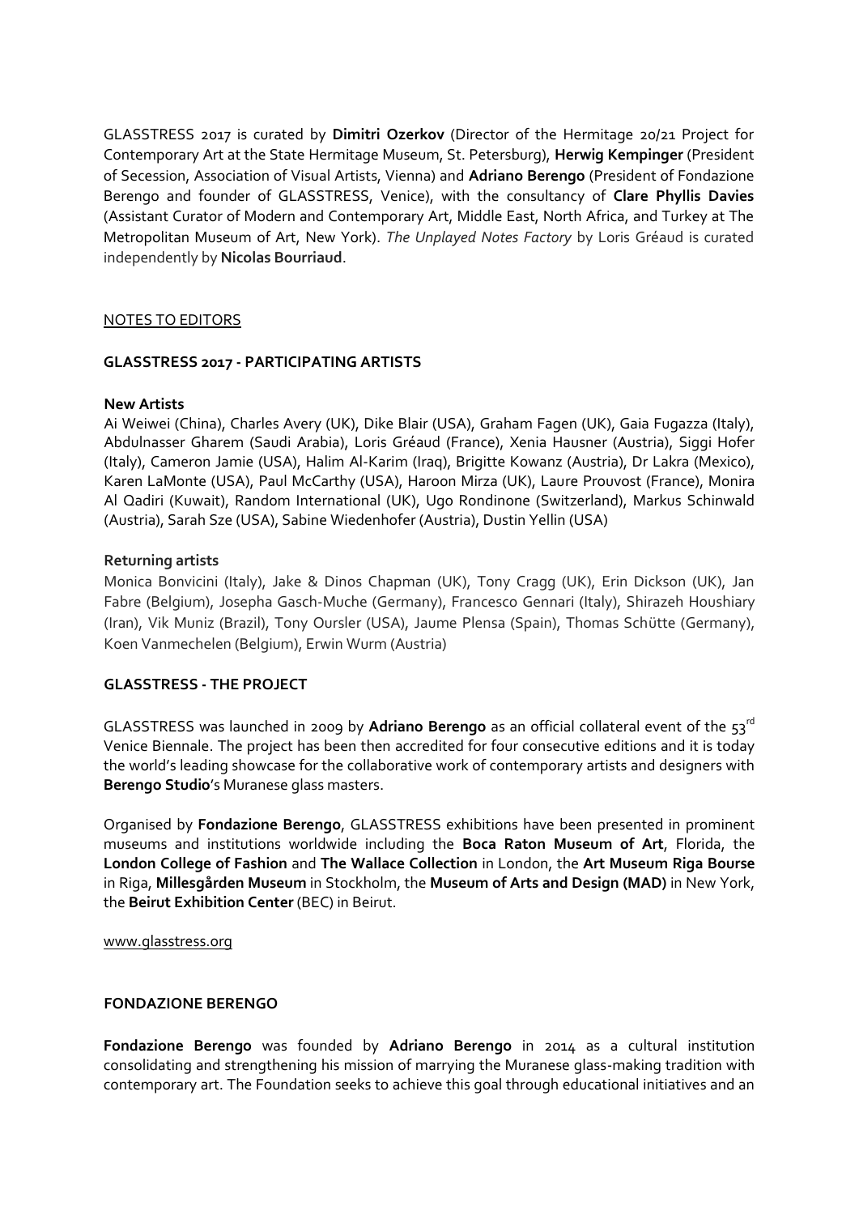GLASSTRESS 2017 is curated by **Dimitri Ozerkov** (Director of the Hermitage 20/21 Project for Contemporary Art at the State Hermitage Museum, St. Petersburg), **Herwig Kempinger** (President of Secession, Association of Visual Artists, Vienna) and **Adriano Berengo** (President of Fondazione Berengo and founder of GLASSTRESS, Venice), with the consultancy of **Clare Phyllis Davies** (Assistant Curator of Modern and Contemporary Art, Middle East, North Africa, and Turkey at The Metropolitan Museum of Art, New York). *The Unplayed Notes Factory* by Loris Gréaud is curated independently by **Nicolas Bourriaud**.

NOTES TO EDITORS

## GLASSTRESS 2017 - PARTICIPATING ARTISTS

**New Artists**

Ai Weiwei (China), Charles Avery (UK), Dike Blair (USA), Graham Fagen (UK), Gaia Fugazza (Italy), Abdulnasser Gharem (Saudi Arabia), Loris Gréaud (France), Xenia Hausner (Austria), Siggi Hofer (Italy), Cameron Jamie (USA), Halim Al-Karim (Iraq), Brigitte Kowanz (Austria), Dr Lakra (Mexico), Karen LaMonte (USA), Paul McCarthy (USA), Haroon Mirza (UK), Laure Prouvost (France), Monira Al Qadiri (Kuwait), Random International (UK), Ugo Rondinone (Switzerland), Markus Schinwald (Austria), Sarah Sze (USA), Sabine Wiedenhofer (Austria), Dustin Yellin (USA)

**Returning artists**

Monica Bonvicini (Italy), Jake & Dinos Chapman (UK), Tony Cragg (UK), Erin Dickson (UK), Jan Fabre (Belgium), Josepha Gasch-Muche (Germany), Francesco Gennari (Italy), Shirazeh Houshiary (Iran), Vik Muniz (Brazil), Tony Oursler (USA), Jaume Plensa (Spain), Thomas Schütte (Germany), Koen Vanmechelen (Belgium), Erwin Wurm (Austria)

## GLASSTRESS - THE PROJECT

GLASSTRESS was launched in 2009 by **Adriano Berengo** as an official collateral event of the 53rd Venice Biennale. The project has been then accredited for four consecutive editions and it is today the world's leading showcase for the collaborative work of contemporary artists and designers with **Berengo Studio**'s Muranese glass masters.

Organised by **Fondazione Berengo**, GLASSTRESS exhibitions have been presented in prominent museums and institutions worldwide including the **Boca Raton Museum of Art**, Florida, the **London College of Fashion** and **The Wallace Collection** in London, the **Art Museum Riga Bourse** in Riga, **Millesgården Museum** in Stockholm, the **Museum of Arts and Design (MAD)** in New York, the **Beirut Exhibition Center** (BEC) in Beirut.

www.glasstress.org

## FONDAZIONE BERENGO

**Fondazione Berengo** was founded by **Adriano Berengo** in 2014 as a cultural institution consolidating and strengthening his mission of marrying the Muranese glass-making tradition with contemporary art. The Foundation seeks to achieve this goal through educational initiatives and an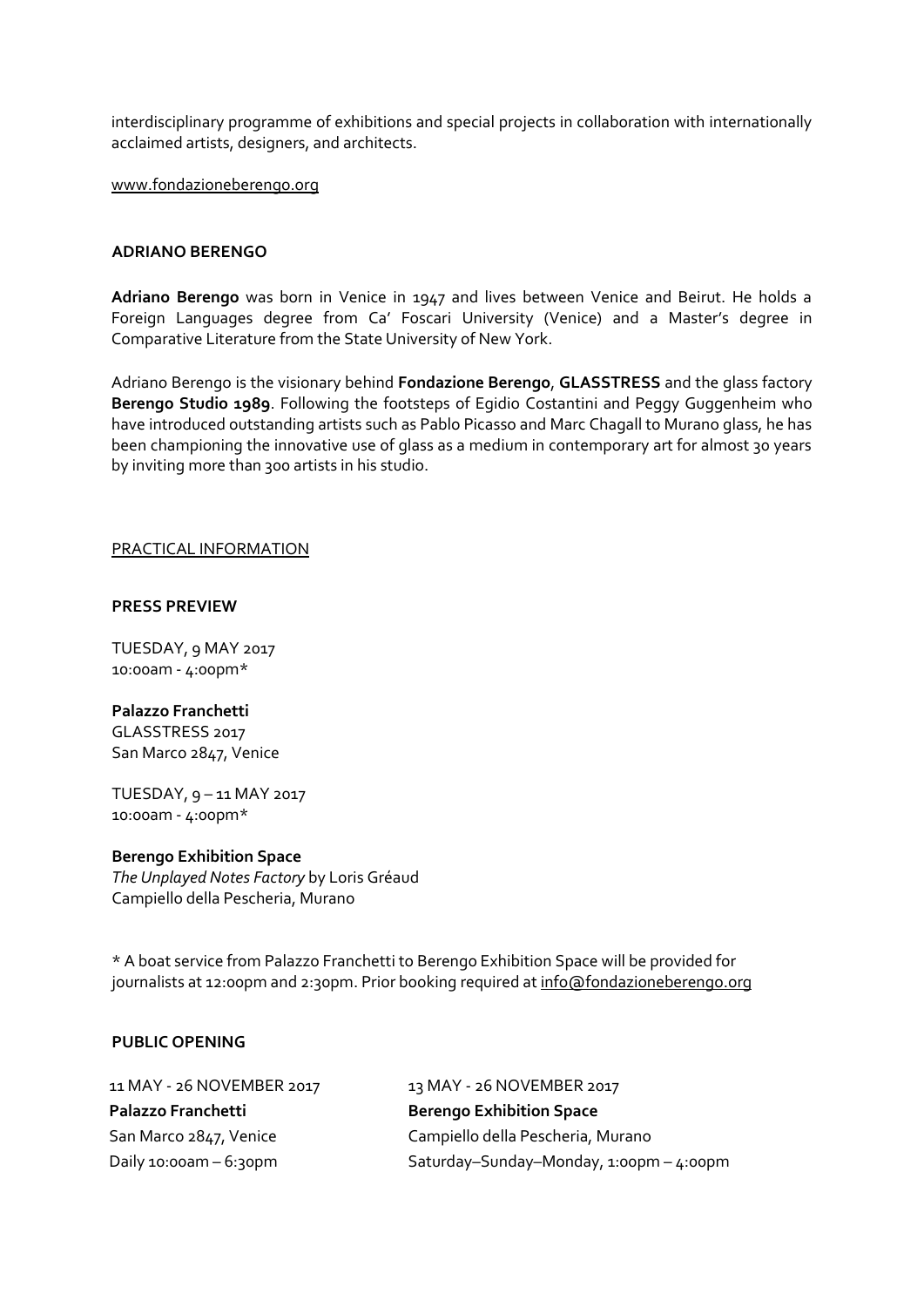interdisciplinary programme of exhibitions and special projects in collaboration with internationally acclaimed artists, designers, and architects.

www.fondazioneberengo.org

**ADRIANO BERENGO**

**Adriano Berengo** was born in Venice in 1947 and lives between Venice and Beirut. He holds a Foreign Languages degree from Ca' Foscari University (Venice) and a Master's degree in Comparative Literature from the State University of New York.

Adriano Berengo is the visionary behind **Fondazione Berengo**, **GLASSTRESS** and the glass factory **Berengo Studio 1989**. Following the footsteps of Egidio Costantini and Peggy Guggenheim who have introduced outstanding artists such as Pablo Picasso and Marc Chagall to Murano glass, he has been championing the innovative use of glass as a medium in contemporary art for almost 30 years by inviting more than 300 artists in his studio.

PRACTICAL INFORMATION

**PRESS PREVIEW**

TUESDAY, 9 MAY 2017
10:00am - 4:00pm*

**Palazzo Franchetti**
GLASSTRESS 2017
San Marco 2847, Venice

TUESDAY, 9 – 11 MAY 2017
10:00am - 4:00pm*

**Berengo Exhibition Space**
*The Unplayed Notes Factory* by Loris Gréaud
Campiello della Pescheria, Murano

* A boat service from Palazzo Franchetti to Berengo Exhibition Space will be provided for journalists at 12:00pm and 2:30pm. Prior booking required at info@fondazioneberengo.org

**PUBLIC OPENING**

11 MAY - 26 NOVEMBER 2017
**Palazzo Franchetti**
San Marco 2847, Venice
Daily 10:00am – 6:30pm

13 MAY - 26 NOVEMBER 2017
**Berengo Exhibition Space**
Campiello della Pescheria, Murano
Saturday–Sunday–Monday, 1:00pm – 4:00pm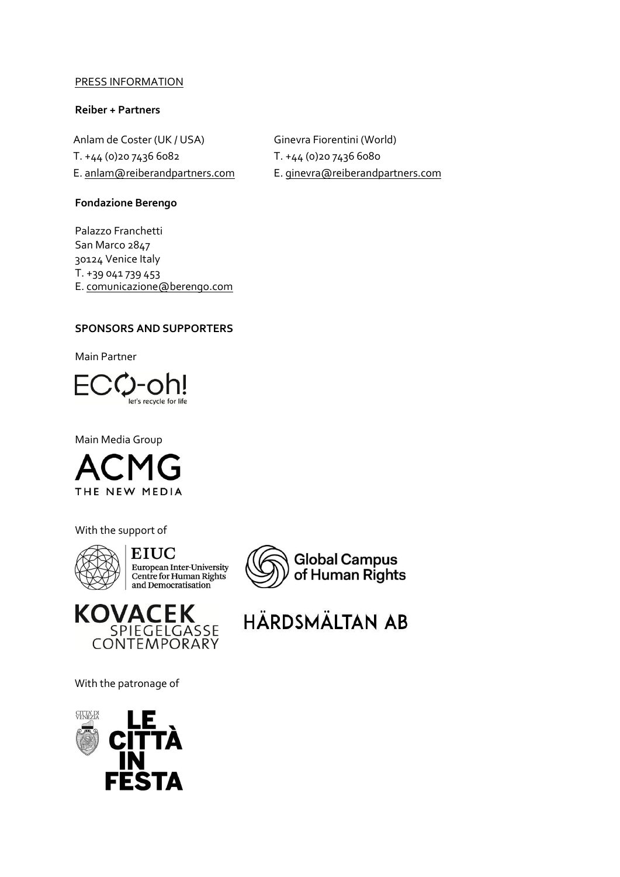PRESS INFORMATION

**Reiber + Partners**

Anlam de Coster (UK / USA)
T. +44 (0)20 7436 6082
E. anlam@reiberandpartners.com

Ginevra Fiorentini (World)
T. +44 (0)20 7436 6080
E. ginevra@reiberandpartners.com

**Fondazione Berengo**

Palazzo Franchetti
San Marco 2847
30124 Venice Italy
T. +39 041 739 453
E. comunicazione@berengo.com

**SPONSORS AND SUPPORTERS**

Main Partner

ECO-oh! let's recycle for life

Main Media Group

ACMG THE NEW MEDIA

With the support of

EIUC European Inter-University Centre for Human Rights and Democratisation

Global Campus of Human Rights

KOVACEK SPIEGELGASSE CONTEMPORARY

HÄRDSMÄLTAN AB

With the patronage of

CITTÀ DI VENEZIA

LE CITTÀ IN FESTA